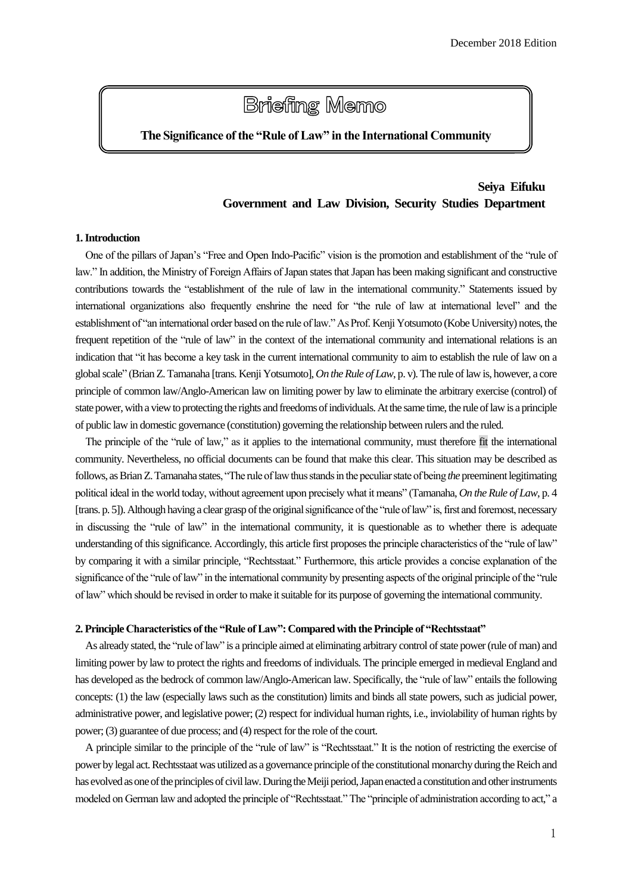December 2018 Edition

# Briefing Memo

**The Significance of the "Rule of Law" in the International Community**

**Seiya Eifuku**
**Government and Law Division, Security Studies Department**

### 1. Introduction

One of the pillars of Japan's "Free and Open Indo-Pacific" vision is the promotion and establishment of the "rule of law." In addition, the Ministry of Foreign Affairs of Japan states that Japan has been making significant and constructive contributions towards the "establishment of the rule of law in the international community." Statements issued by international organizations also frequently enshrine the need for "the rule of law at international level" and the establishment of "an international order based on the rule of law." As Prof. Kenji Yotsumoto (Kobe University) notes, the frequent repetition of the "rule of law" in the context of the international community and international relations is an indication that "it has become a key task in the current international community to aim to establish the rule of law on a global scale" (Brian Z. Tamanaha [trans. Kenji Yotsumoto], *On the Rule of Law*, p. v). The rule of law is, however, a core principle of common law/Anglo-American law on limiting power by law to eliminate the arbitrary exercise (control) of state power, with a view to protecting the rights and freedoms of individuals. At the same time, the rule of law is a principle of public law in domestic governance (constitution) governing the relationship between rulers and the ruled.

The principle of the "rule of law," as it applies to the international community, must therefore fit the international community. Nevertheless, no official documents can be found that make this clear. This situation may be described as follows, as Brian Z. Tamanaha states, "The rule of law thus stands in the peculiar state of being *the* preeminent legitimating political ideal in the world today, without agreement upon precisely what it means" (Tamanaha, *On the Rule of Law*, p. 4 [trans. p. 5]). Although having a clear grasp of the original significance of the "rule of law" is, first and foremost, necessary in discussing the "rule of law" in the international community, it is questionable as to whether there is adequate understanding of this significance. Accordingly, this article first proposes the principle characteristics of the "rule of law" by comparing it with a similar principle, "Rechtsstaat." Furthermore, this article provides a concise explanation of the significance of the "rule of law" in the international community by presenting aspects of the original principle of the "rule of law" which should be revised in order to make it suitable for its purpose of governing the international community.

### 2. Principle Characteristics of the "Rule of Law": Compared with the Principle of "Rechtsstaat"

As already stated, the "rule of law" is a principle aimed at eliminating arbitrary control of state power (rule of man) and limiting power by law to protect the rights and freedoms of individuals. The principle emerged in medieval England and has developed as the bedrock of common law/Anglo-American law. Specifically, the "rule of law" entails the following concepts: (1) the law (especially laws such as the constitution) limits and binds all state powers, such as judicial power, administrative power, and legislative power; (2) respect for individual human rights, i.e., inviolability of human rights by power; (3) guarantee of due process; and (4) respect for the role of the court.

A principle similar to the principle of the "rule of law" is "Rechtsstaat." It is the notion of restricting the exercise of power by legal act. Rechtsstaat was utilized as a governance principle of the constitutional monarchy during the Reich and has evolved as one of the principles of civil law. During the Meiji period, Japan enacted a constitution and other instruments modeled on German law and adopted the principle of "Rechtsstaat." The "principle of administration according to act," a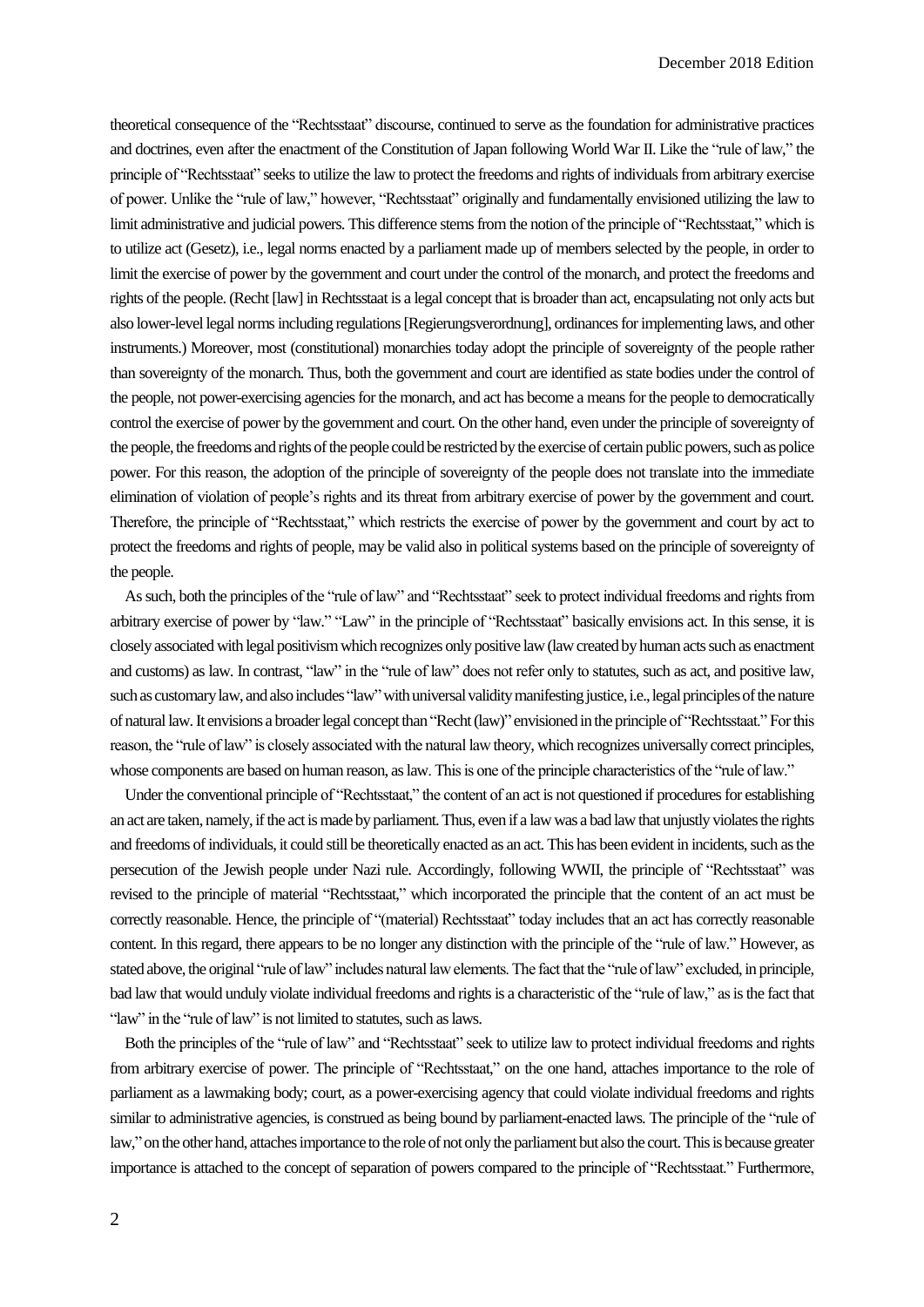theoretical consequence of the "Rechtsstaat" discourse, continued to serve as the foundation for administrative practices and doctrines, even after the enactment of the Constitution of Japan following World War II. Like the "rule of law," the principle of "Rechtsstaat" seeks to utilize the law to protect the freedoms and rights of individuals from arbitrary exercise of power. Unlike the "rule of law," however, "Rechtsstaat" originally and fundamentally envisioned utilizing the law to limit administrative and judicial powers. This difference stems from the notion of the principle of "Rechtsstaat," which is to utilize act (Gesetz), i.e., legal norms enacted by a parliament made up of members selected by the people, in order to limit the exercise of power by the government and court under the control of the monarch, and protect the freedoms and rights of the people. (Recht [law] in Rechtsstaat is a legal concept that is broader than act, encapsulating not only acts but also lower-level legal norms including regulations [Regierungsverordnung], ordinances for implementing laws, and other instruments.) Moreover, most (constitutional) monarchies today adopt the principle of sovereignty of the people rather than sovereignty of the monarch. Thus, both the government and court are identified as state bodies under the control of the people, not power-exercising agencies for the monarch, and act has become a means for the people to democratically control the exercise of power by the government and court. On the other hand, even under the principle of sovereignty of the people, the freedoms and rights of the people could be restricted by the exercise of certain public powers, such as police power. For this reason, the adoption of the principle of sovereignty of the people does not translate into the immediate elimination of violation of people's rights and its threat from arbitrary exercise of power by the government and court. Therefore, the principle of "Rechtsstaat," which restricts the exercise of power by the government and court by act to protect the freedoms and rights of people, may be valid also in political systems based on the principle of sovereignty of the people.

As such, both the principles of the "rule of law" and "Rechtsstaat" seek to protect individual freedoms and rights from arbitrary exercise of power by "law." "Law" in the principle of "Rechtsstaat" basically envisions act. In this sense, it is closely associated with legal positivism which recognizes only positive law (law created by human acts such as enactment and customs) as law. In contrast, "law" in the "rule of law" does not refer only to statutes, such as act, and positive law, such as customary law, and also includes "law" with universal validity manifesting justice, i.e., legal principles of the nature of natural law. It envisions a broader legal concept than "Recht (law)" envisioned in the principle of "Rechtsstaat." For this reason, the "rule of law" is closely associated with the natural law theory, which recognizes universally correct principles, whose components are based on human reason, as law. This is one of the principle characteristics of the "rule of law."

Under the conventional principle of "Rechtsstaat," the content of an act is not questioned if procedures for establishing an act are taken, namely, if the act is made by parliament. Thus, even if a law was a bad law that unjustly violates the rights and freedoms of individuals, it could still be theoretically enacted as an act. This has been evident in incidents, such as the persecution of the Jewish people under Nazi rule. Accordingly, following WWII, the principle of "Rechtsstaat" was revised to the principle of material "Rechtsstaat," which incorporated the principle that the content of an act must be correctly reasonable. Hence, the principle of "(material) Rechtsstaat" today includes that an act has correctly reasonable content. In this regard, there appears to be no longer any distinction with the principle of the "rule of law." However, as stated above, the original "rule of law" includes natural law elements. The fact that the "rule of law" excluded, in principle, bad law that would unduly violate individual freedoms and rights is a characteristic of the "rule of law," as is the fact that "law" in the "rule of law" is not limited to statutes, such as laws.

Both the principles of the "rule of law" and "Rechtsstaat" seek to utilize law to protect individual freedoms and rights from arbitrary exercise of power. The principle of "Rechtsstaat," on the one hand, attaches importance to the role of parliament as a lawmaking body; court, as a power-exercising agency that could violate individual freedoms and rights similar to administrative agencies, is construed as being bound by parliament-enacted laws. The principle of the "rule of law," on the other hand, attaches importance to the role of not only the parliament but also the court. This is because greater importance is attached to the concept of separation of powers compared to the principle of "Rechtsstaat." Furthermore,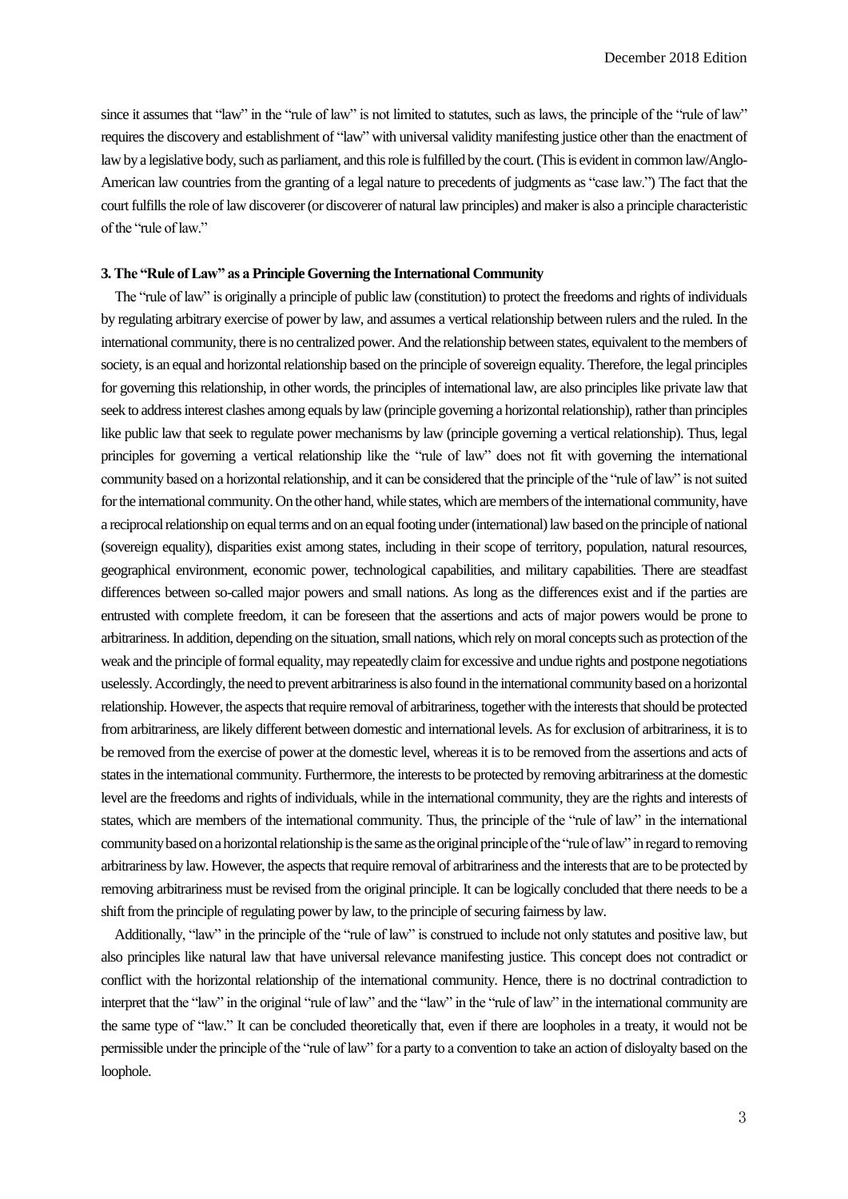since it assumes that "law" in the "rule of law" is not limited to statutes, such as laws, the principle of the "rule of law" requires the discovery and establishment of "law" with universal validity manifesting justice other than the enactment of law by a legislative body, such as parliament, and this role is fulfilled by the court. (This is evident in common law/Anglo-American law countries from the granting of a legal nature to precedents of judgments as "case law.") The fact that the court fulfills the role of law discoverer (or discoverer of natural law principles) and maker is also a principle characteristic of the "rule of law."

### 3. The "Rule of Law" as a Principle Governing the International Community

The "rule of law" is originally a principle of public law (constitution) to protect the freedoms and rights of individuals by regulating arbitrary exercise of power by law, and assumes a vertical relationship between rulers and the ruled. In the international community, there is no centralized power. And the relationship between states, equivalent to the members of society, is an equal and horizontal relationship based on the principle of sovereign equality. Therefore, the legal principles for governing this relationship, in other words, the principles of international law, are also principles like private law that seek to address interest clashes among equals by law (principle governing a horizontal relationship), rather than principles like public law that seek to regulate power mechanisms by law (principle governing a vertical relationship). Thus, legal principles for governing a vertical relationship like the "rule of law" does not fit with governing the international community based on a horizontal relationship, and it can be considered that the principle of the "rule of law" is not suited for the international community. On the other hand, while states, which are members of the international community, have a reciprocal relationship on equal terms and on an equal footing under (international) law based on the principle of national (sovereign equality), disparities exist among states, including in their scope of territory, population, natural resources, geographical environment, economic power, technological capabilities, and military capabilities. There are steadfast differences between so-called major powers and small nations. As long as the differences exist and if the parties are entrusted with complete freedom, it can be foreseen that the assertions and acts of major powers would be prone to arbitrariness. In addition, depending on the situation, small nations, which rely on moral concepts such as protection of the weak and the principle of formal equality, may repeatedly claim for excessive and undue rights and postpone negotiations uselessly. Accordingly, the need to prevent arbitrariness is also found in the international community based on a horizontal relationship. However, the aspects that require removal of arbitrariness, together with the interests that should be protected from arbitrariness, are likely different between domestic and international levels. As for exclusion of arbitrariness, it is to be removed from the exercise of power at the domestic level, whereas it is to be removed from the assertions and acts of states in the international community. Furthermore, the interests to be protected by removing arbitrariness at the domestic level are the freedoms and rights of individuals, while in the international community, they are the rights and interests of states, which are members of the international community. Thus, the principle of the "rule of law" in the international community based on a horizontal relationship is the same as the original principle of the "rule of law" in regard to removing arbitrariness by law. However, the aspects that require removal of arbitrariness and the interests that are to be protected by removing arbitrariness must be revised from the original principle. It can be logically concluded that there needs to be a shift from the principle of regulating power by law, to the principle of securing fairness by law.

Additionally, "law" in the principle of the "rule of law" is construed to include not only statutes and positive law, but also principles like natural law that have universal relevance manifesting justice. This concept does not contradict or conflict with the horizontal relationship of the international community. Hence, there is no doctrinal contradiction to interpret that the "law" in the original "rule of law" and the "law" in the "rule of law" in the international community are the same type of "law." It can be concluded theoretically that, even if there are loopholes in a treaty, it would not be permissible under the principle of the "rule of law" for a party to a convention to take an action of disloyalty based on the loophole.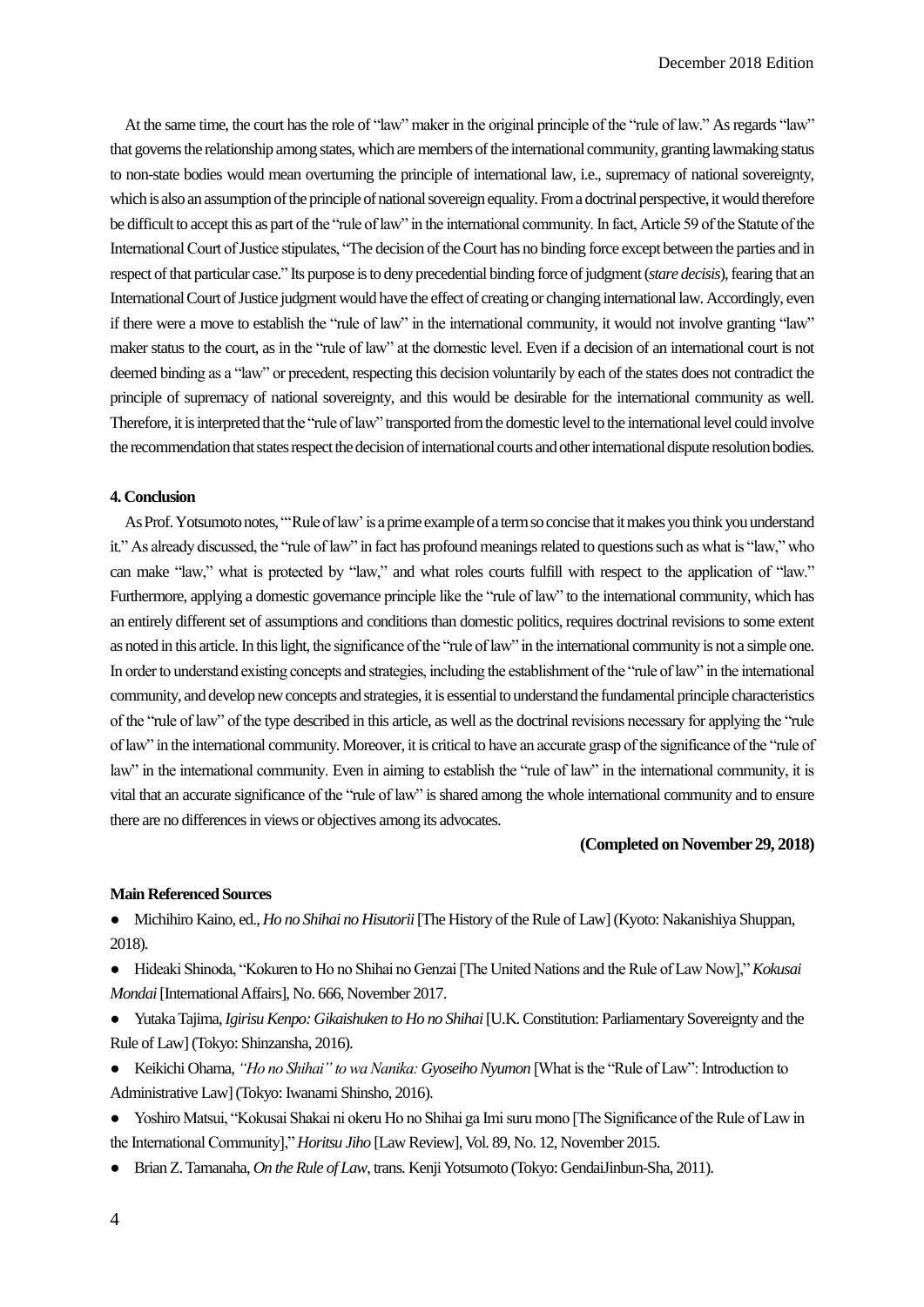At the same time, the court has the role of "law" maker in the original principle of the "rule of law." As regards "law" that governs the relationship among states, which are members of the international community, granting lawmaking status to non-state bodies would mean overturning the principle of international law, i.e., supremacy of national sovereignty, which is also an assumption of the principle of national sovereign equality. From a doctrinal perspective, it would therefore be difficult to accept this as part of the "rule of law" in the international community. In fact, Article 59 of the Statute of the International Court of Justice stipulates, "The decision of the Court has no binding force except between the parties and in respect of that particular case." Its purpose is to deny precedential binding force of judgment (*stare decisis*), fearing that an International Court of Justice judgment would have the effect of creating or changing international law. Accordingly, even if there were a move to establish the "rule of law" in the international community, it would not involve granting "law" maker status to the court, as in the "rule of law" at the domestic level. Even if a decision of an international court is not deemed binding as a "law" or precedent, respecting this decision voluntarily by each of the states does not contradict the principle of supremacy of national sovereignty, and this would be desirable for the international community as well. Therefore, it is interpreted that the "rule of law" transported from the domestic level to the international level could involve the recommendation that states respect the decision of international courts and other international dispute resolution bodies.

**4. Conclusion**

As Prof. Yotsumoto notes, "'Rule of law' is a prime example of a term so concise that it makes you think you understand it." As already discussed, the "rule of law" in fact has profound meanings related to questions such as what is "law," who can make "law," what is protected by "law," and what roles courts fulfill with respect to the application of "law." Furthermore, applying a domestic governance principle like the "rule of law" to the international community, which has an entirely different set of assumptions and conditions than domestic politics, requires doctrinal revisions to some extent as noted in this article. In this light, the significance of the "rule of law" in the international community is not a simple one. In order to understand existing concepts and strategies, including the establishment of the "rule of law" in the international community, and develop new concepts and strategies, it is essential to understand the fundamental principle characteristics of the "rule of law" of the type described in this article, as well as the doctrinal revisions necessary for applying the "rule of law" in the international community. Moreover, it is critical to have an accurate grasp of the significance of the "rule of law" in the international community. Even in aiming to establish the "rule of law" in the international community, it is vital that an accurate significance of the "rule of law" is shared among the whole international community and to ensure there are no differences in views or objectives among its advocates.

**(Completed on November 29, 2018)**

**Main Referenced Sources**

- Michihiro Kaino, ed., *Ho no Shihai no Hisutorii* [The History of the Rule of Law] (Kyoto: Nakanishiya Shuppan, 2018).
- Hideaki Shinoda, "Kokuren to Ho no Shihai no Genzai [The United Nations and the Rule of Law Now]," *Kokusai Mondai* [International Affairs], No. 666, November 2017.
- Yutaka Tajima, *Igirisu Kenpo: Gikaishuken to Ho no Shihai* [U.K. Constitution: Parliamentary Sovereignty and the Rule of Law] (Tokyo: Shinzansha, 2016).
- Keikichi Ohama, *"Ho no Shihai" to wa Nanika: Gyoseiho Nyumon* [What is the "Rule of Law": Introduction to Administrative Law] (Tokyo: Iwanami Shinsho, 2016).
- Yoshiro Matsui, "Kokusai Shakai ni okeru Ho no Shihai ga Imi suru mono [The Significance of the Rule of Law in the International Community]," *Horitsu Jiho* [Law Review], Vol. 89, No. 12, November 2015.
- Brian Z. Tamanaha, *On the Rule of Law*, trans. Kenji Yotsumoto (Tokyo: GendaiJinbun-Sha, 2011).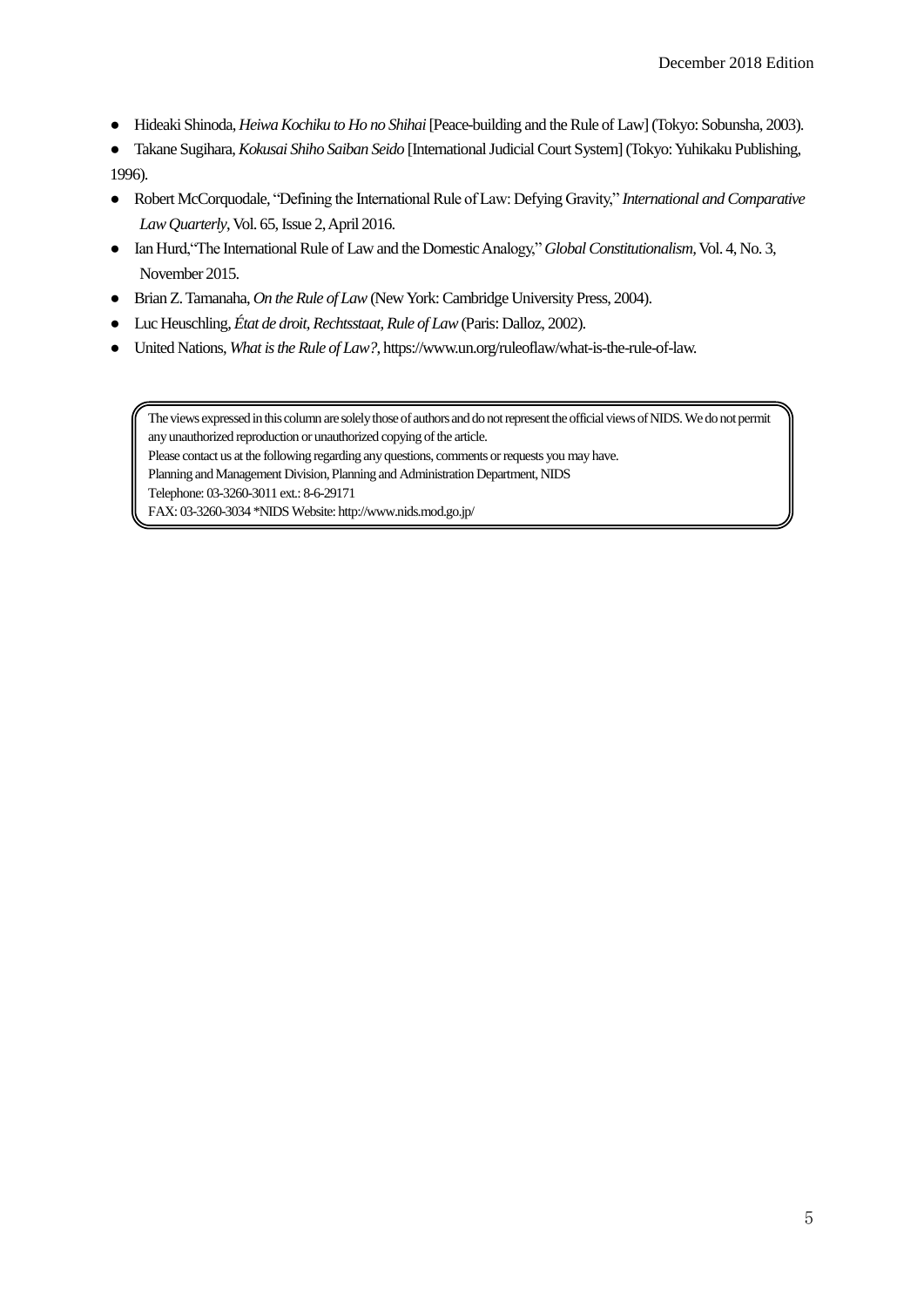- Hideaki Shinoda, *Heiwa Kochiku to Ho no Shihai* [Peace-building and the Rule of Law] (Tokyo: Sobunsha, 2003).
- Takane Sugihara, *Kokusai Shiho Saiban Seido* [International Judicial Court System] (Tokyo: Yuhikaku Publishing, 1996).
- Robert McCorquodale, "Defining the International Rule of Law: Defying Gravity," *International and Comparative Law Quarterly*, Vol. 65, Issue 2, April 2016.
- Ian Hurd,"The International Rule of Law and the Domestic Analogy," *Global Constitutionalism*, Vol. 4, No. 3, November 2015.
- Brian Z. Tamanaha, *On the Rule of Law* (New York: Cambridge University Press, 2004).
- Luc Heuschling, *État de droit, Rechtsstaat, Rule of Law* (Paris: Dalloz, 2002).
- United Nations, *What is the Rule of Law?*, https://www.un.org/ruleoflaw/what-is-the-rule-of-law.

The views expressed in this column are solely those of authors and do not represent the official views of NIDS. We do not permit any unauthorized reproduction or unauthorized copying of the article.
Please contact us at the following regarding any questions, comments or requests you may have.
Planning and Management Division, Planning and Administration Department, NIDS
Telephone: 03-3260-3011 ext.: 8-6-29171
FAX: 03-3260-3034 *NIDS Website: http://www.nids.mod.go.jp/